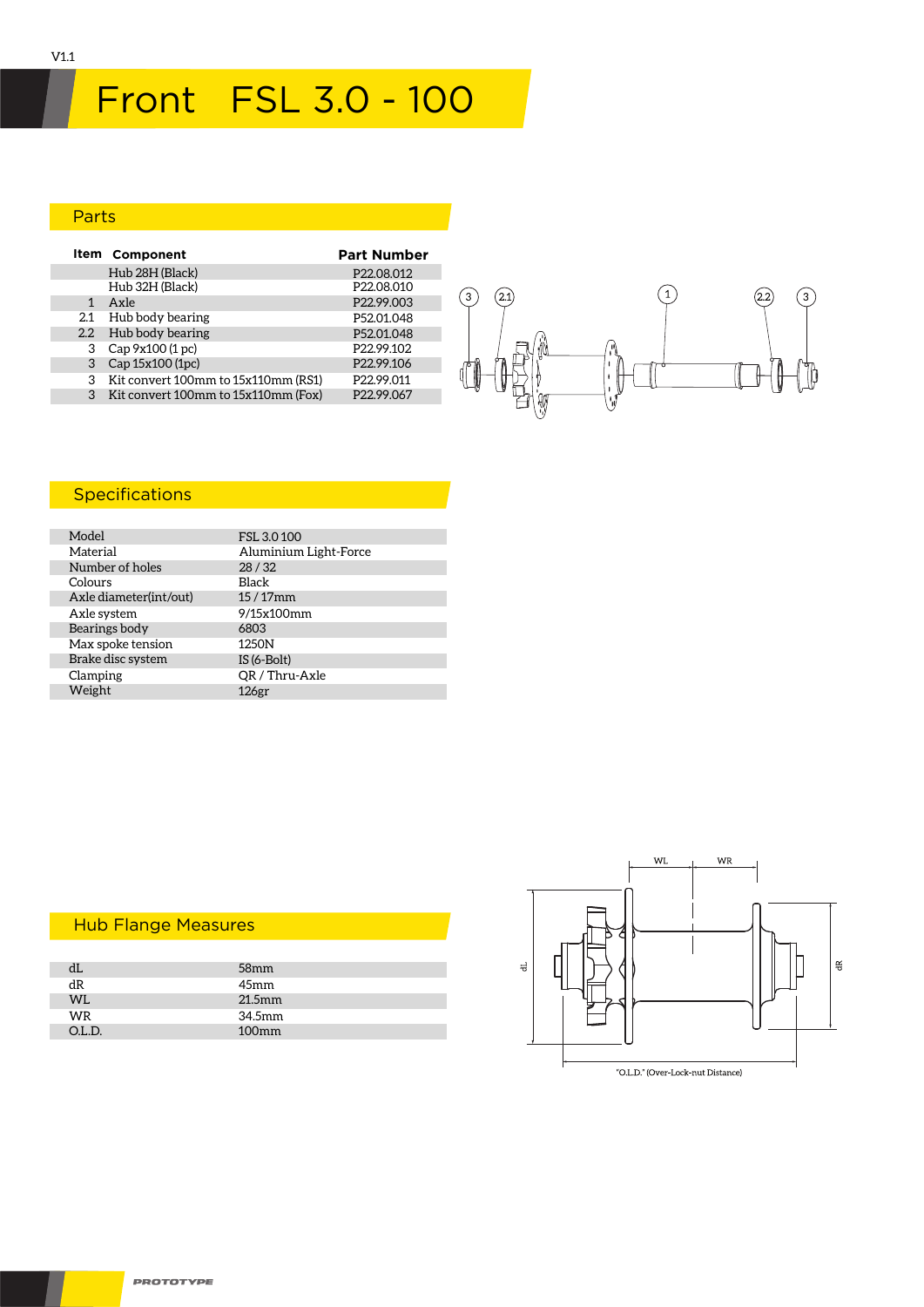V1.1

# Front FSL 3.0 - 100

## Parts

| Item | Component | Part Number |
|---|---|---|
| | Hub 28H (Black) | P22.08.012 |
| | Hub 32H (Black) | P22.08.010 |
| 1 | Axle | P22.99.003 |
| 2.1 | Hub body bearing | P52.01.048 |
| 2.2 | Hub body bearing | P52.01.048 |
| 3 | Cap 9x100 (1 pc) | P22.99.102 |
| 3 | Cap 15x100 (1pc) | P22.99.106 |
| 3 | Kit convert 100mm to 15x110mm (RS1) | P22.99.011 |
| 3 | Kit convert 100mm to 15x110mm (Fox) | P22.99.067 |

## Specifications

| | |
|---|---|
| Model | FSL 3.0 100 |
| Material | Aluminium Light-Force |
| Number of holes | 28 / 32 |
| Colours | Black |
| Axle diameter(int/out) | 15 / 17mm |
| Axle system | 9/15x100mm |
| Bearings body | 6803 |
| Max spoke tension | 1250N |
| Brake disc system | IS (6-Bolt) |
| Clamping | QR / Thru-Axle |
| Weight | 126gr |

## Hub Flange Measures

| | |
|---|---|
| dL | 58mm |
| dR | 45mm |
| WL | 21.5mm |
| WR | 34.5mm |
| O.L.D. | 100mm |

"O.L.D." (Over-Lock-nut Distance)

PROTOTYPE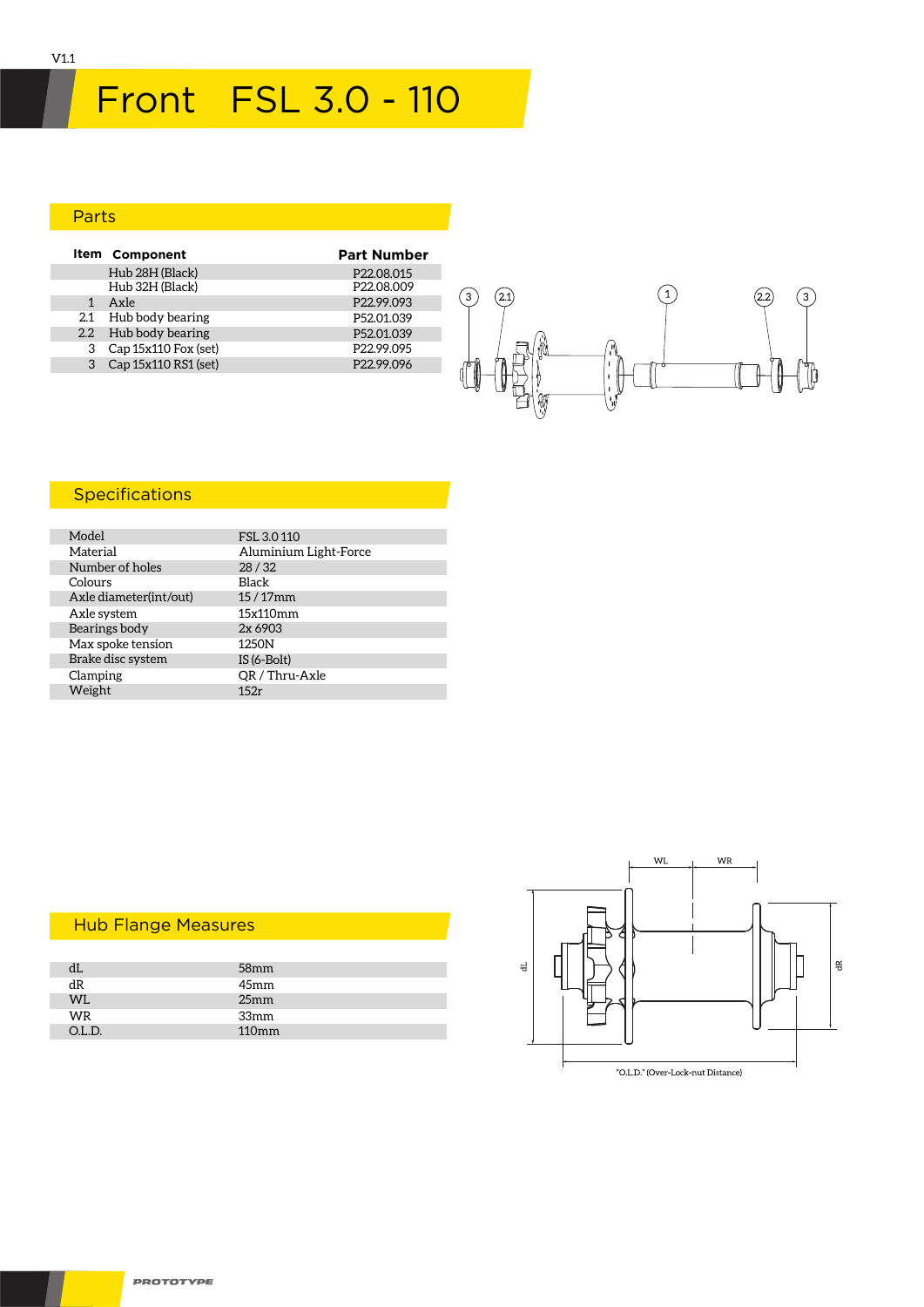# Front FSL 3.0 - 110

## Parts

| Item | Component | Part Number |
|---|---|---|
| | Hub 28H (Black) | P22.08.015 |
| | Hub 32H (Black) | P22.08.009 |
| 1 | Axle | P22.99.093 |
| 2.1 | Hub body bearing | P52.01.039 |
| 2.2 | Hub body bearing | P52.01.039 |
| 3 | Cap 15x110 Fox (set) | P22.99.095 |
| 3 | Cap 15x110 RS1 (set) | P22.99.096 |

## Specifications

| | |
|---|---|
| Model | FSL 3.0 110 |
| Material | Aluminium Light-Force |
| Number of holes | 28 / 32 |
| Colours | Black |
| Axle diameter(int/out) | 15 / 17mm |
| Axle system | 15x110mm |
| Bearings body | 2x 6903 |
| Max spoke tension | 1250N |
| Brake disc system | IS (6-Bolt) |
| Clamping | QR / Thru-Axle |
| Weight | 152r |

## Hub Flange Measures

| | |
|---|---|
| dL | 58mm |
| dR | 45mm |
| WL | 25mm |
| WR | 33mm |
| O.L.D. | 110mm |

"O.L.D." (Over-Lock-nut Distance)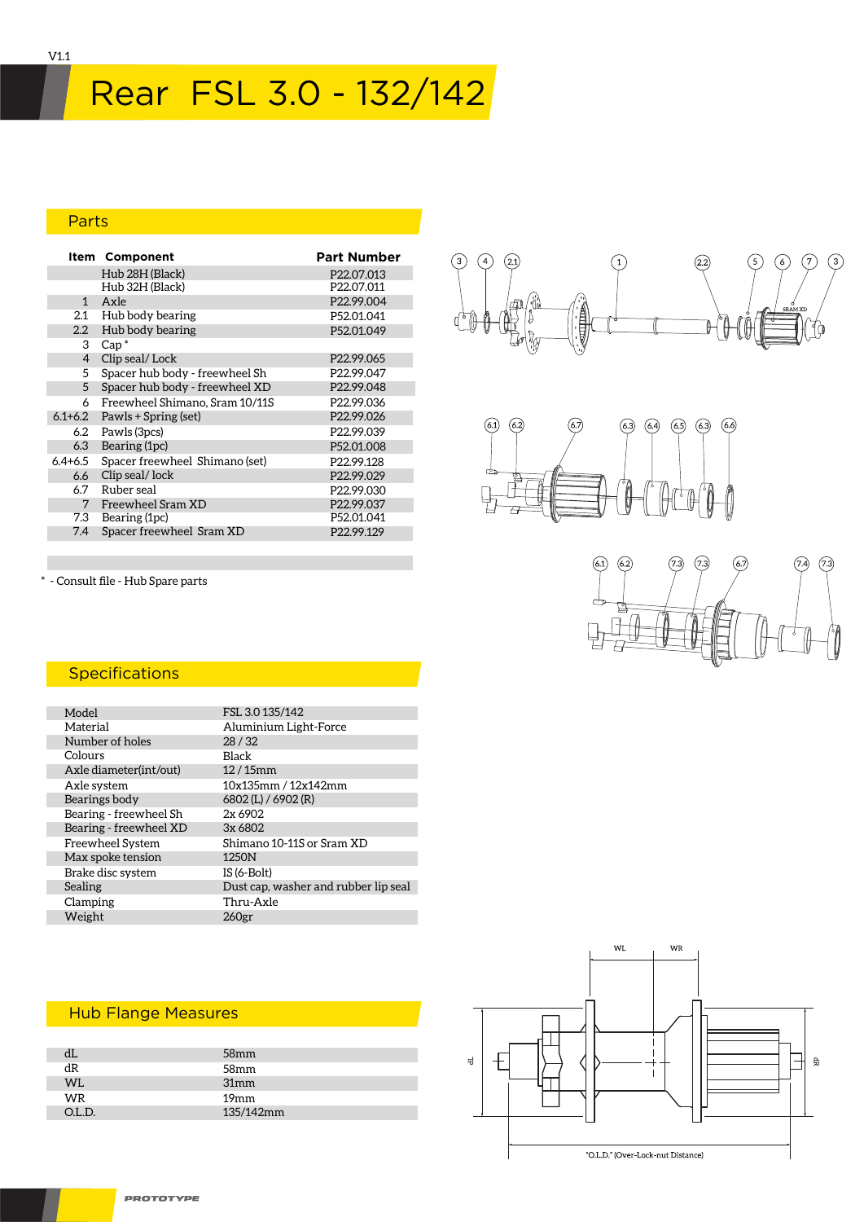V1.1

# Rear FSL 3.0 - 132/142

## Parts

| Item | Component | Part Number |
|---|---|---|
| | Hub 28H (Black) | P22.07.013 |
| | Hub 32H (Black) | P22.07.011 |
| 1 | Axle | P22.99.004 |
| 2.1 | Hub body bearing | P52.01.041 |
| 2.2 | Hub body bearing | P52.01.049 |
| 3 | Cap * | |
| 4 | Clip seal/ Lock | P22.99.065 |
| 5 | Spacer hub body - freewheel Sh | P22.99.047 |
| 5 | Spacer hub body - freewheel XD | P22.99.048 |
| 6 | Freewheel Shimano, Sram 10/11S | P22.99.036 |
| 6.1+6.2 | Pawls + Spring (set) | P22.99.026 |
| 6.2 | Pawls (3pcs) | P22.99.039 |
| 6.3 | Bearing (1pc) | P52.01.008 |
| 6.4+6.5 | Spacer freewheel Shimano (set) | P22.99.128 |
| 6.6 | Clip seal/ lock | P22.99.029 |
| 6.7 | Ruber seal | P22.99.030 |
| 7 | Freewheel Sram XD | P22.99.037 |
| 7.3 | Bearing (1pc) | P52.01.041 |
| 7.4 | Spacer freewheel Sram XD | P22.99.129 |

* - Consult file - Hub Spare parts

## Specifications

| | |
|---|---|
| Model | FSL 3.0 135/142 |
| Material | Aluminium Light-Force |
| Number of holes | 28 / 32 |
| Colours | Black |
| Axle diameter(int/out) | 12 / 15mm |
| Axle system | 10x135mm / 12x142mm |
| Bearings body | 6802 (L) / 6902 (R) |
| Bearing - freewheel Sh | 2x 6902 |
| Bearing - freewheel XD | 3x 6802 |
| Freewheel System | Shimano 10-11S or Sram XD |
| Max spoke tension | 1250N |
| Brake disc system | IS (6-Bolt) |
| Sealing | Dust cap, washer and rubber lip seal |
| Clamping | Thru-Axle |
| Weight | 260gr |

## Hub Flange Measures

| | |
|---|---|
| dL | 58mm |
| dR | 58mm |
| WL | 31mm |
| WR | 19mm |
| O.L.D. | 135/142mm |

"O.L.D." (Over-Lock-nut Distance)

PROTOTYPE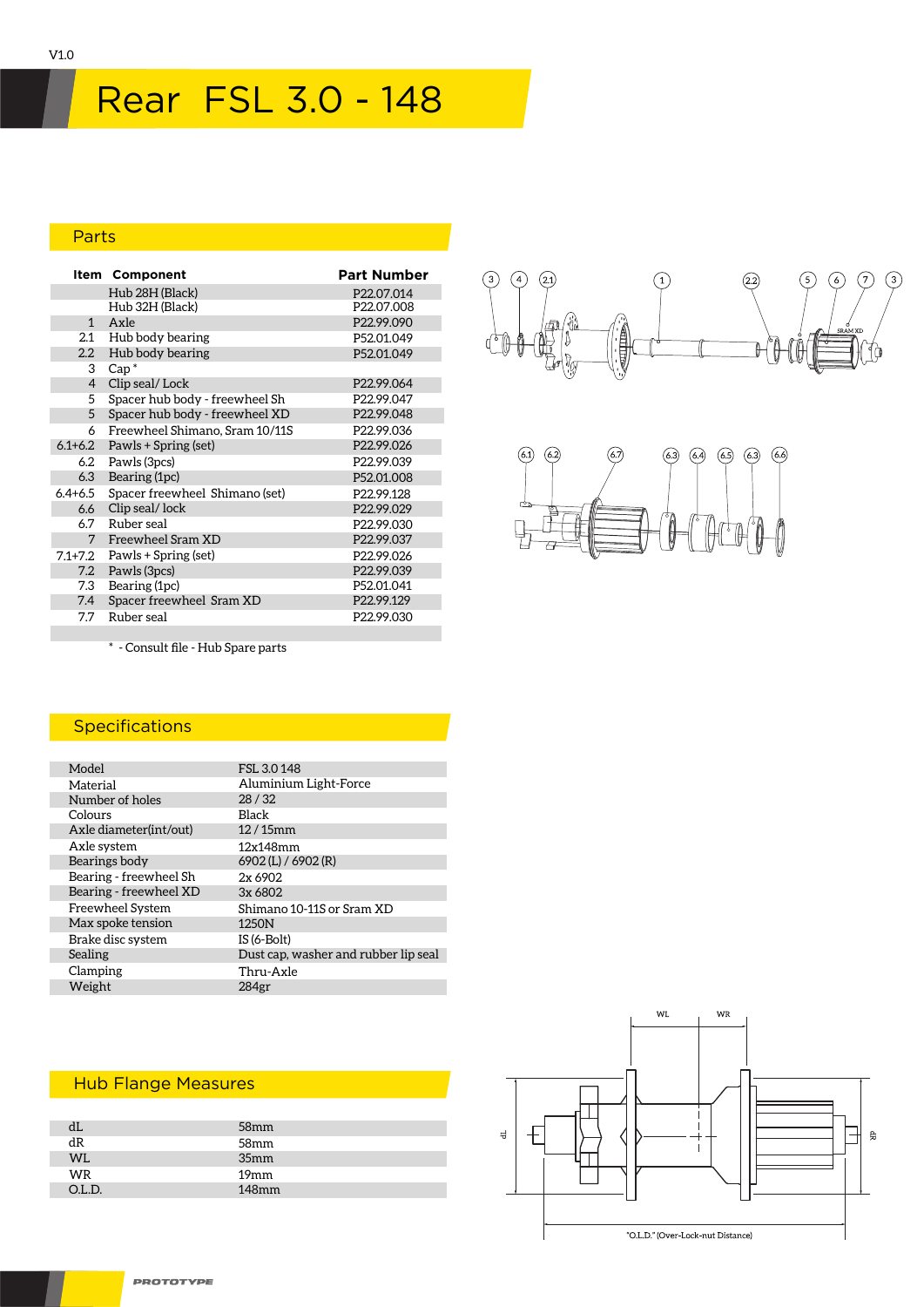V1.0

# Rear FSL 3.0 - 148

## Parts

| Item | Component | Part Number |
|---|---|---|
| | Hub 28H (Black) | P22.07.014 |
| | Hub 32H (Black) | P22.07.008 |
| 1 | Axle | P22.99.090 |
| 2.1 | Hub body bearing | P52.01.049 |
| 2.2 | Hub body bearing | P52.01.049 |
| 3 | Cap * | |
| 4 | Clip seal/ Lock | P22.99.064 |
| 5 | Spacer hub body - freewheel Sh | P22.99.047 |
| 5 | Spacer hub body - freewheel XD | P22.99.048 |
| 6 | Freewheel Shimano, Sram 10/11S | P22.99.036 |
| 6.1+6.2 | Pawls + Spring (set) | P22.99.026 |
| 6.2 | Pawls (3pcs) | P22.99.039 |
| 6.3 | Bearing (1pc) | P52.01.008 |
| 6.4+6.5 | Spacer freewheel Shimano (set) | P22.99.128 |
| 6.6 | Clip seal/ lock | P22.99.029 |
| 6.7 | Ruber seal | P22.99.030 |
| 7 | Freewheel Sram XD | P22.99.037 |
| 7.1+7.2 | Pawls + Spring (set) | P22.99.026 |
| 7.2 | Pawls (3pcs) | P22.99.039 |
| 7.3 | Bearing (1pc) | P52.01.041 |
| 7.4 | Spacer freewheel Sram XD | P22.99.129 |
| 7.7 | Ruber seal | P22.99.030 |

\* - Consult file - Hub Spare parts

3 4 2.1 1 2.2 5 6 7 3

SRAM XD

6.1 6.2 6.7 6.3 6.4 6.5 6.3 6.6

## Specifications

| | |
|---|---|
| Model | FSL 3.0 148 |
| Material | Aluminium Light-Force |
| Number of holes | 28 / 32 |
| Colours | Black |
| Axle diameter(int/out) | 12 / 15mm |
| Axle system | 12x148mm |
| Bearings body | 6902 (L) / 6902 (R) |
| Bearing - freewheel Sh | 2x 6902 |
| Bearing - freewheel XD | 3x 6802 |
| Freewheel System | Shimano 10-11S or Sram XD |
| Max spoke tension | 1250N |
| Brake disc system | IS (6-Bolt) |
| Sealing | Dust cap, washer and rubber lip seal |
| Clamping | Thru-Axle |
| Weight | 284gr |

## Hub Flange Measures

| | |
|---|---|
| dL | 58mm |
| dR | 58mm |
| WL | 35mm |
| WR | 19mm |
| O.L.D. | 148mm |

WL WR

dL dR

"O.L.D." (Over-Lock-nut Distance)

PROTOTYPE